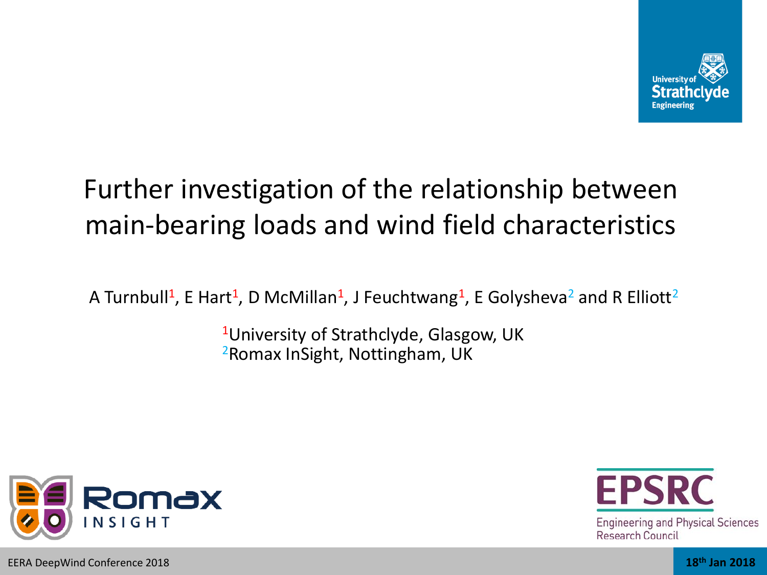# Further investigation of the relationship between main-bearing loads and wind field characteristics

A Turnbull[1], E Hart[1], D McMillan[1], J Feuchtwang[1], E Golysheva[2] and R Elliott[2]

[1]University of Strathclyde, Glasgow, UK
[2]Romax InSight, Nottingham, UK

EERA DeepWind Conference 2018

18th Jan 2018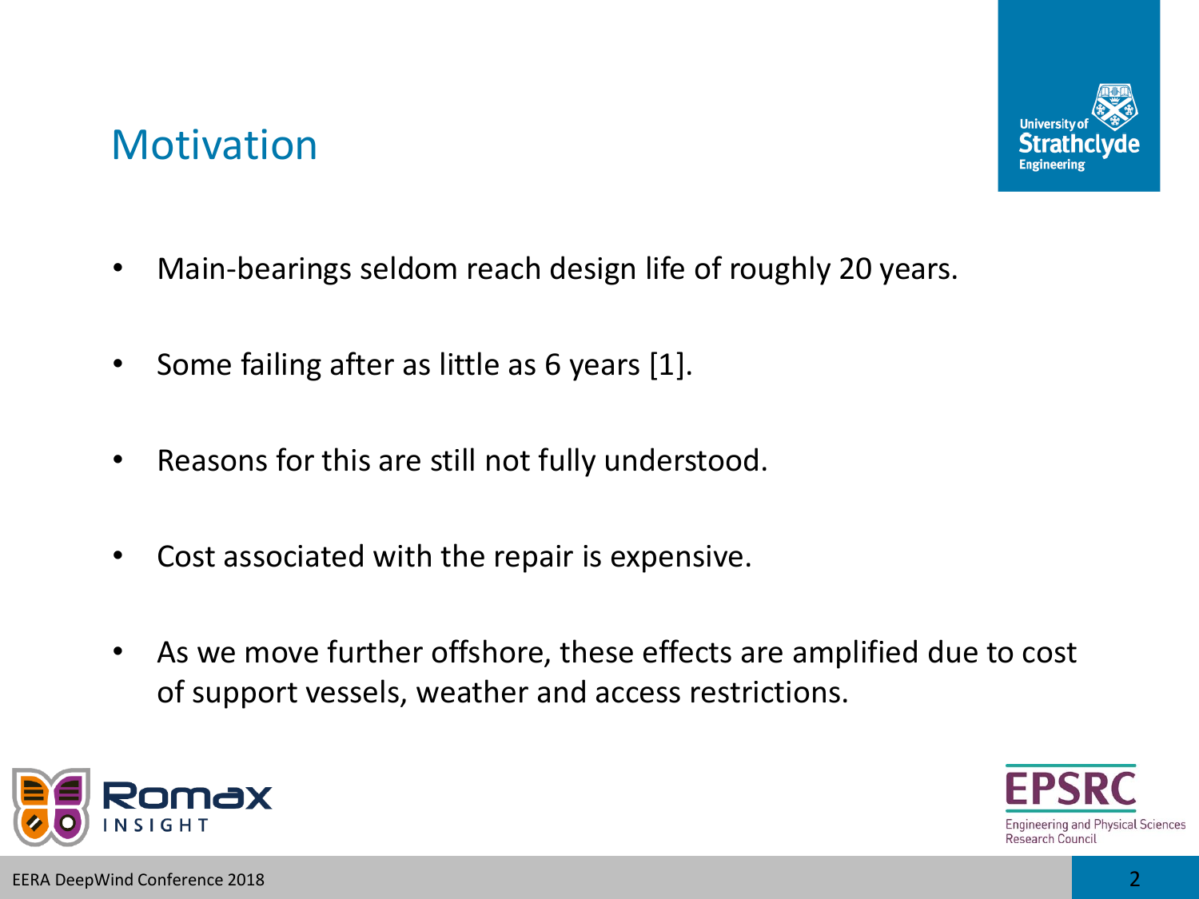# Motivation

- Main-bearings seldom reach design life of roughly 20 years.
- Some failing after as little as 6 years [1].
- Reasons for this are still not fully understood.
- Cost associated with the repair is expensive.
- As we move further offshore, these effects are amplified due to cost of support vessels, weather and access restrictions.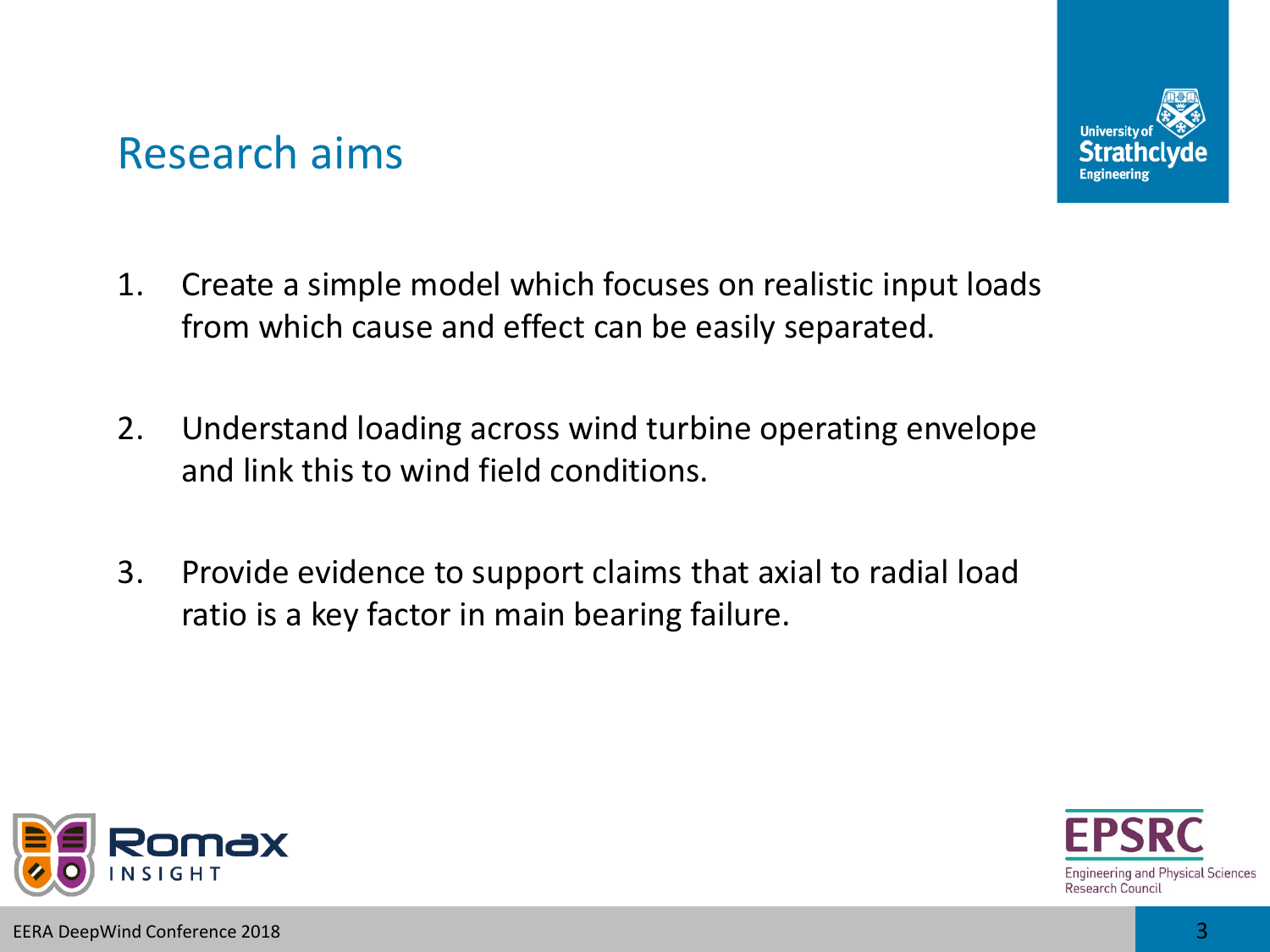# Research aims

1. Create a simple model which focuses on realistic input loads from which cause and effect can be easily separated.

2. Understand loading across wind turbine operating envelope and link this to wind field conditions.

3. Provide evidence to support claims that axial to radial load ratio is a key factor in main bearing failure.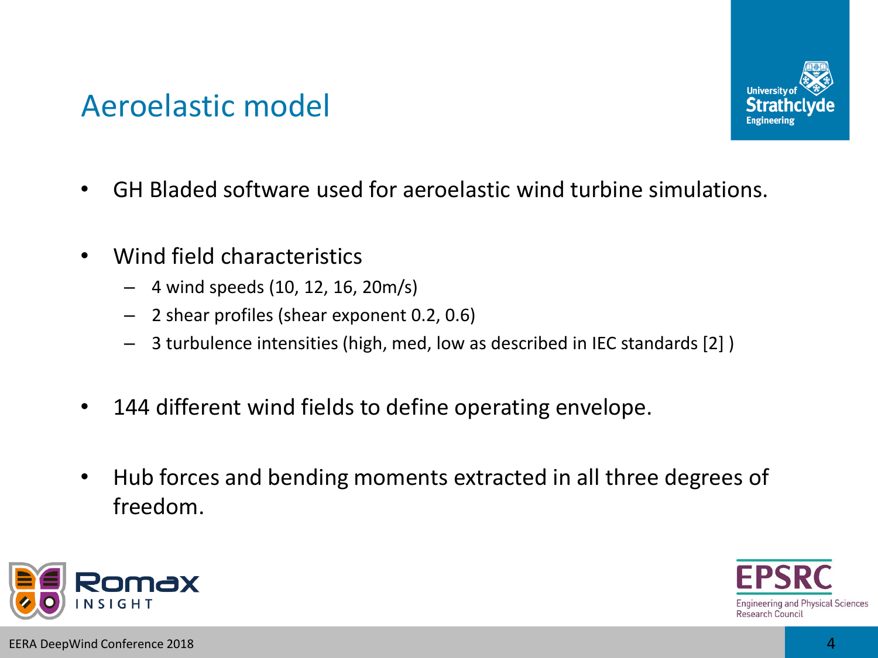# Aeroelastic model

- GH Bladed software used for aeroelastic wind turbine simulations.

- Wind field characteristics
  - 4 wind speeds (10, 12, 16, 20m/s)
  - 2 shear profiles (shear exponent 0.2, 0.6)
  - 3 turbulence intensities (high, med, low as described in IEC standards [2] )

- 144 different wind fields to define operating envelope.

- Hub forces and bending moments extracted in all three degrees of freedom.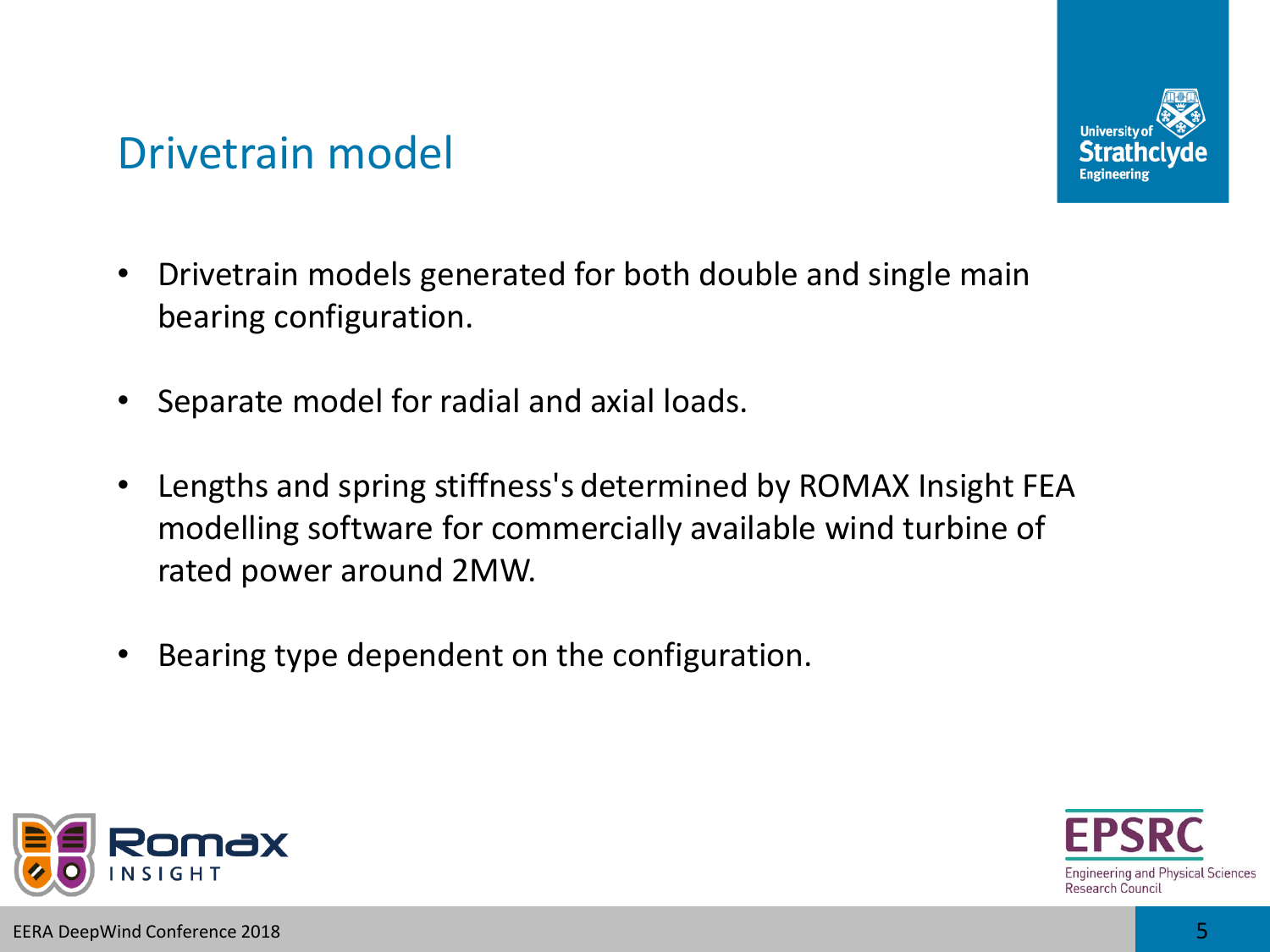# Drivetrain model

- Drivetrain models generated for both double and single main bearing configuration.
- Separate model for radial and axial loads.
- Lengths and spring stiffness's determined by ROMAX Insight FEA modelling software for commercially available wind turbine of rated power around 2MW.
- Bearing type dependent on the configuration.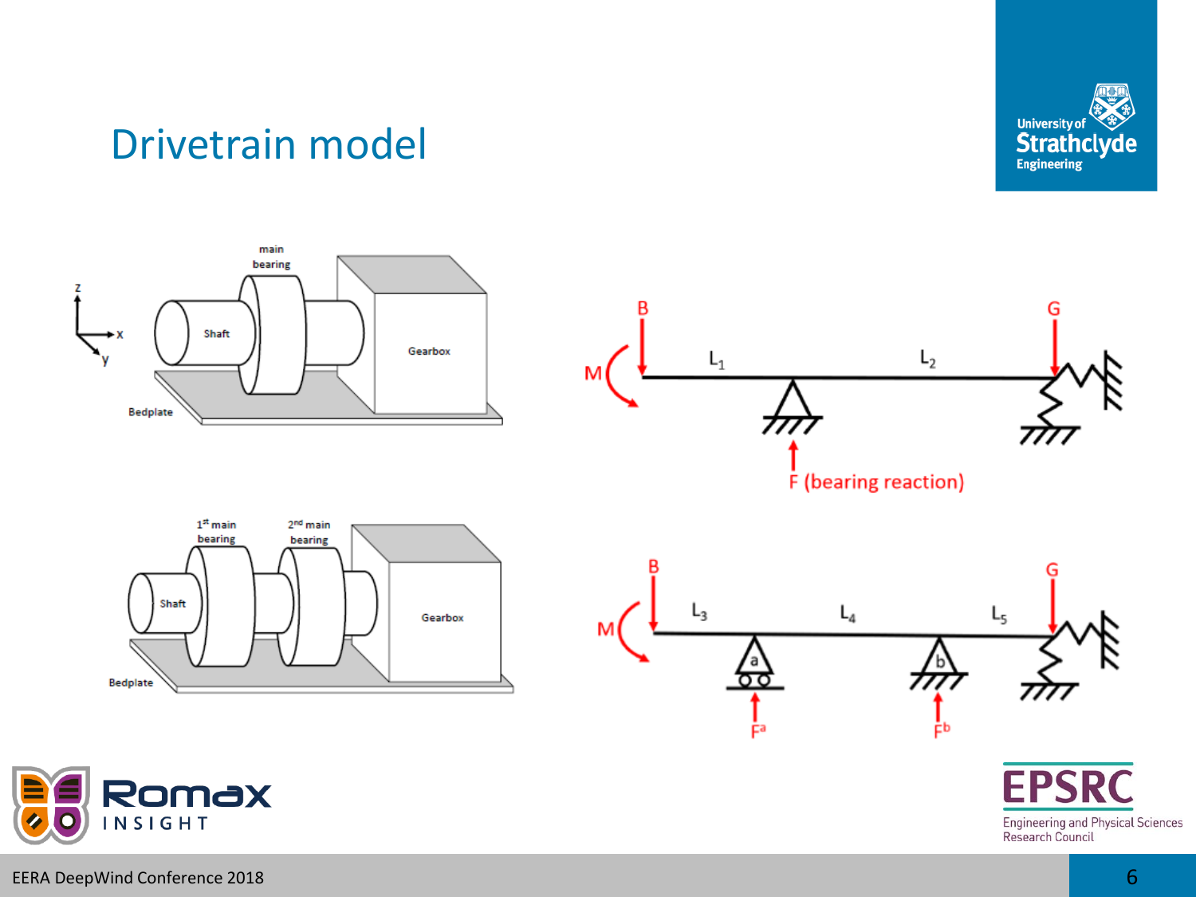# Drivetrain model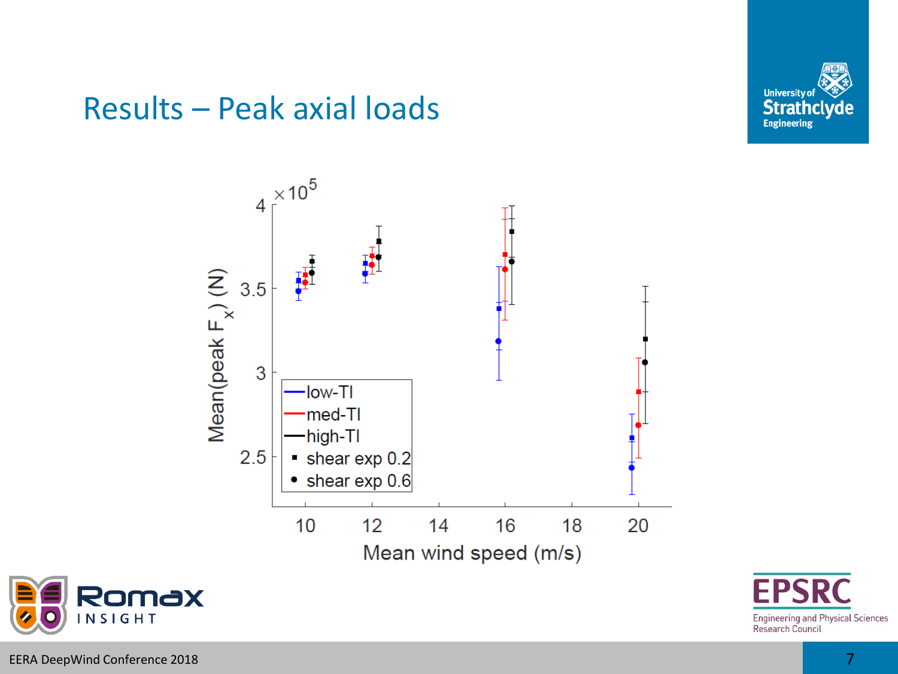# Results – Peak axial loads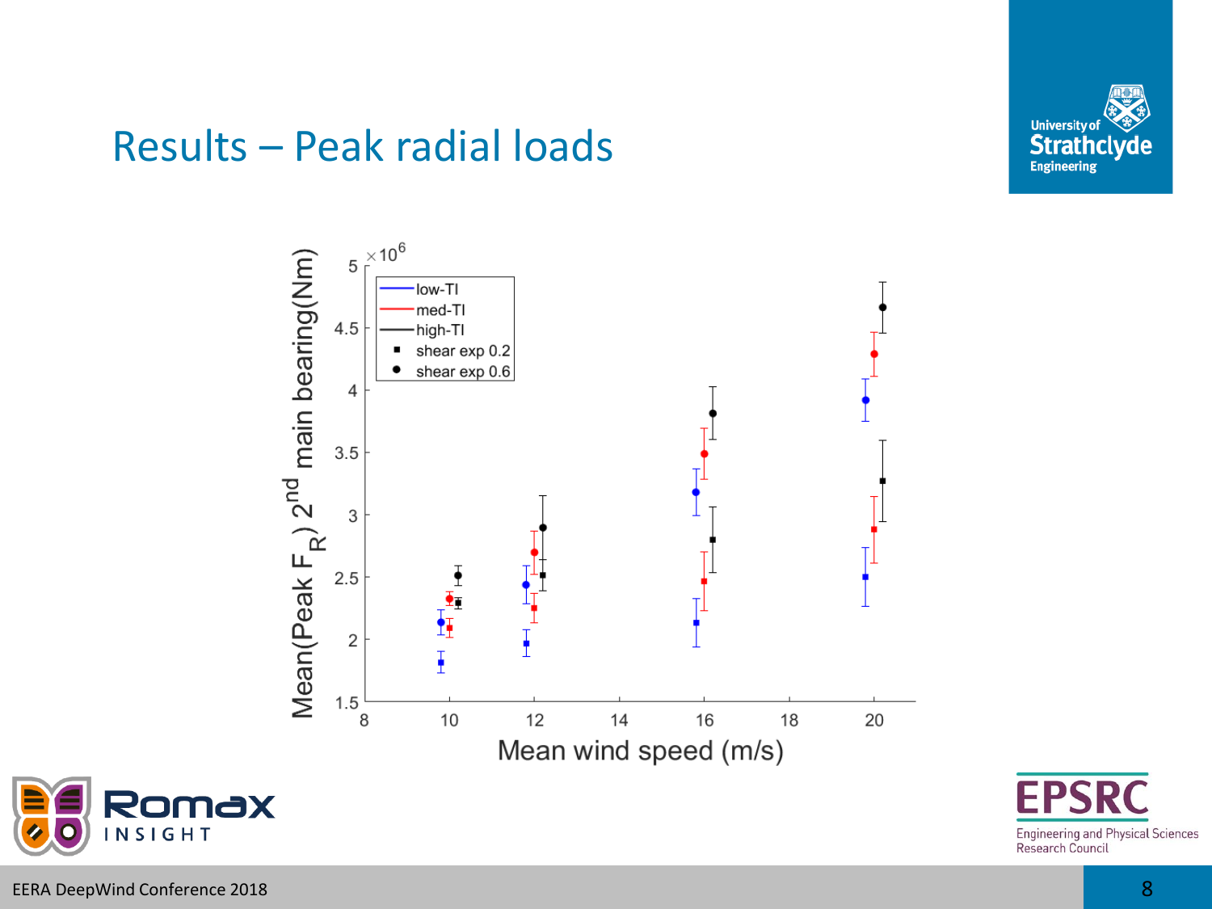# Results – Peak radial loads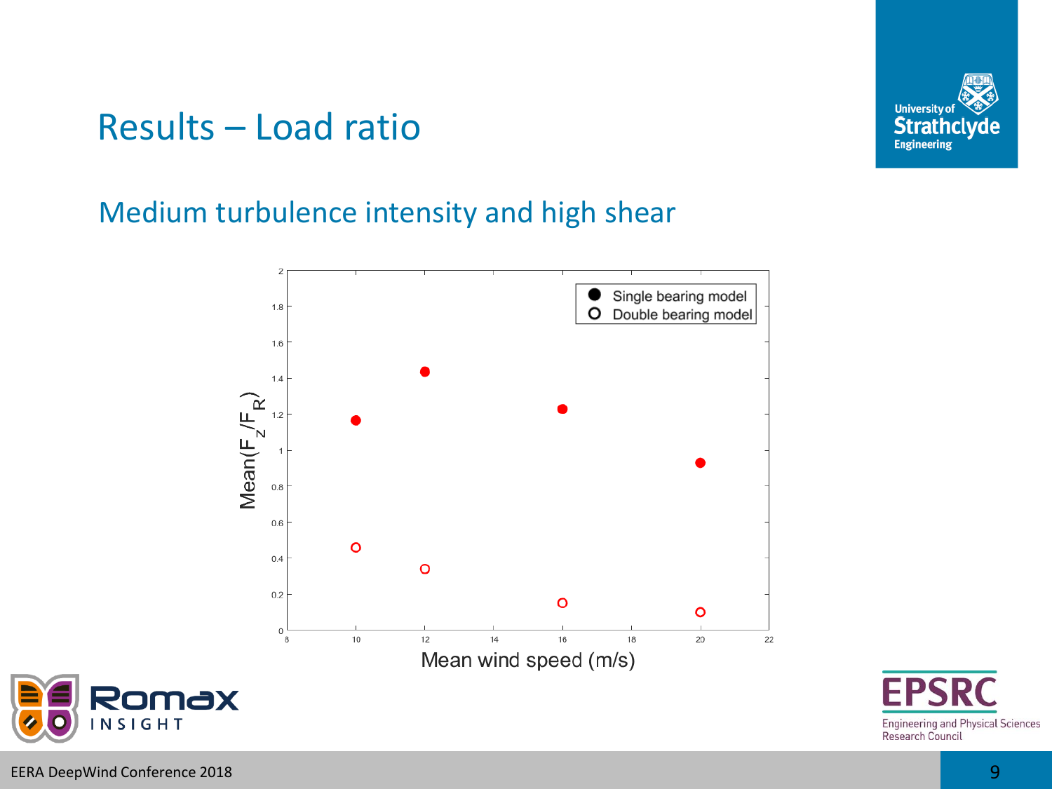# Results – Load ratio

## Medium turbulence intensity and high shear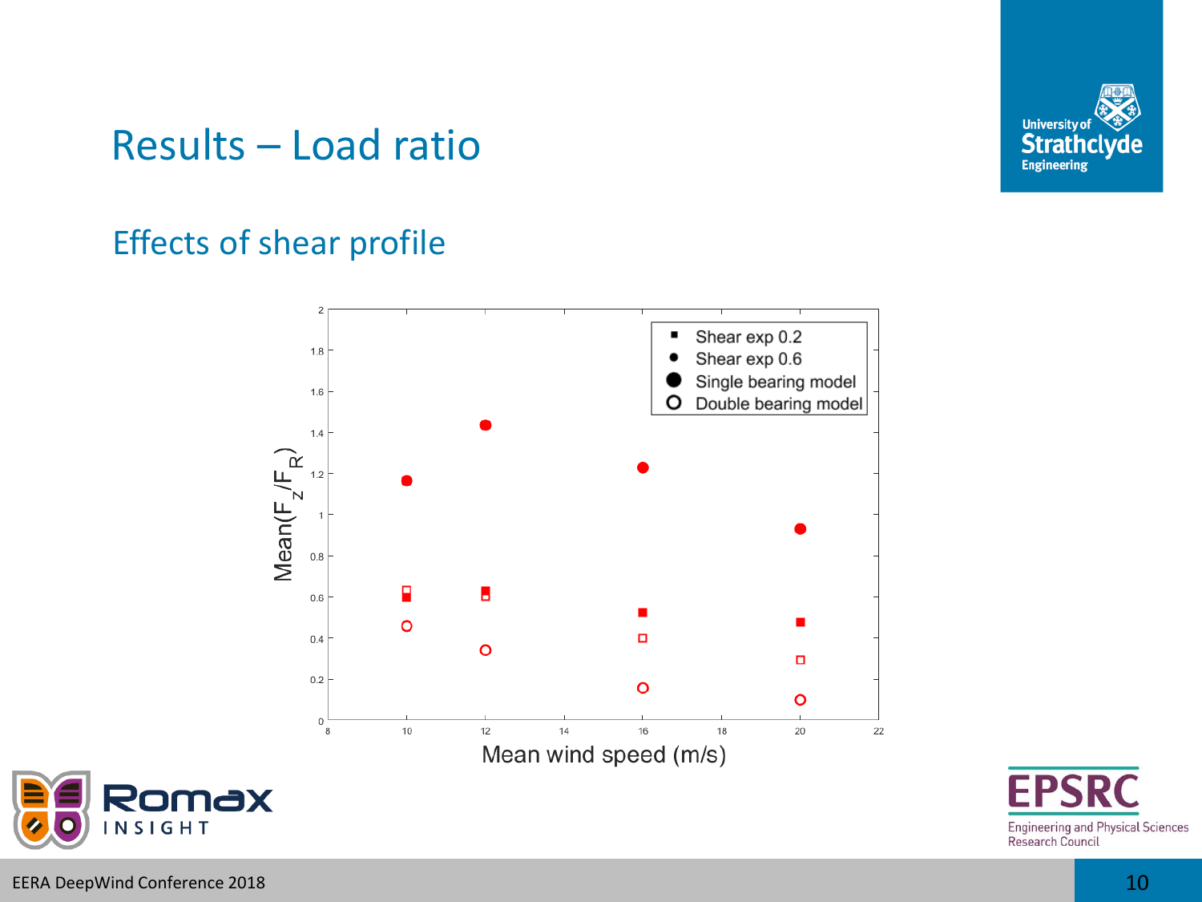# Results – Load ratio

## Effects of shear profile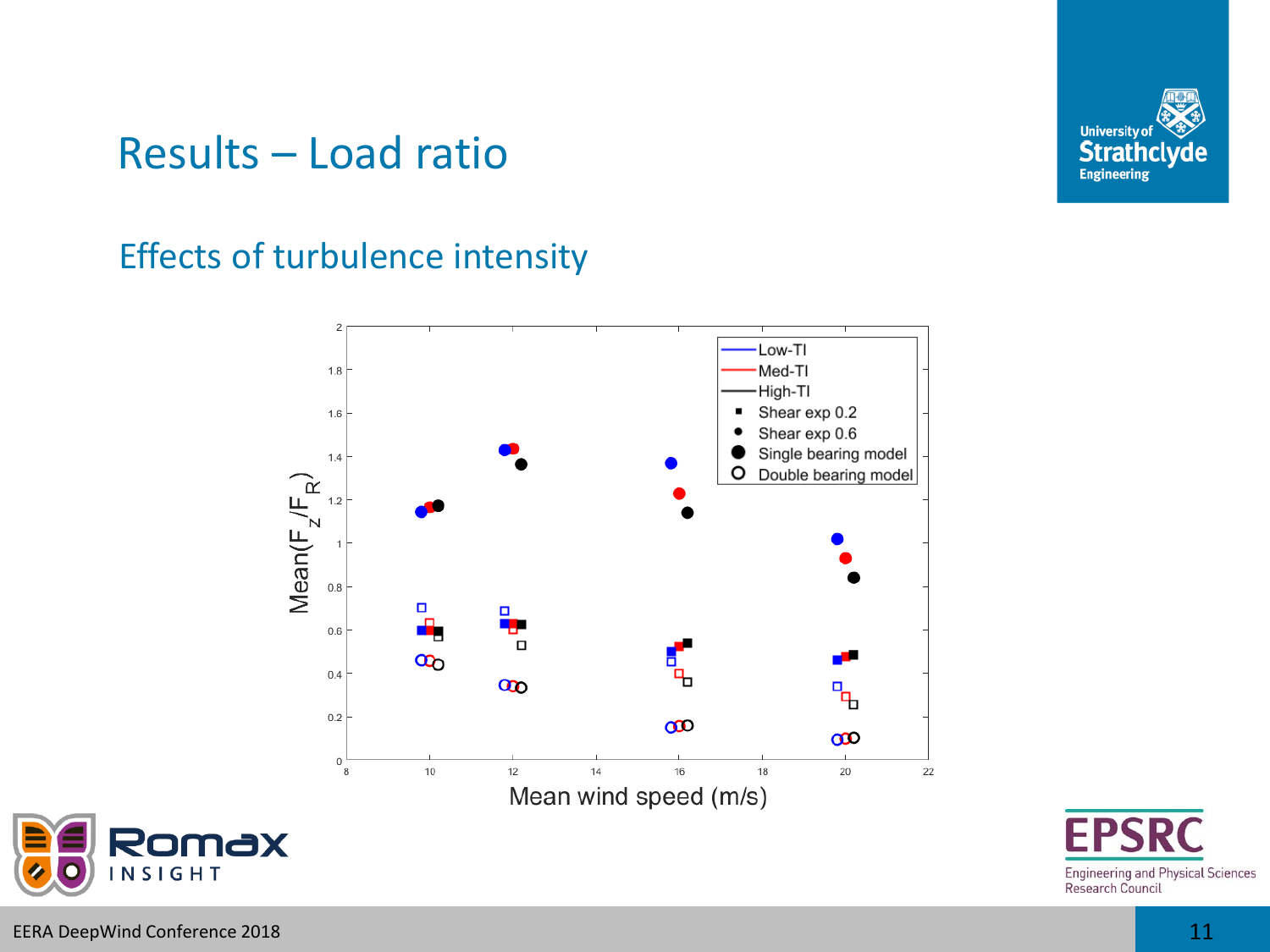# Results – Load ratio

## Effects of turbulence intensity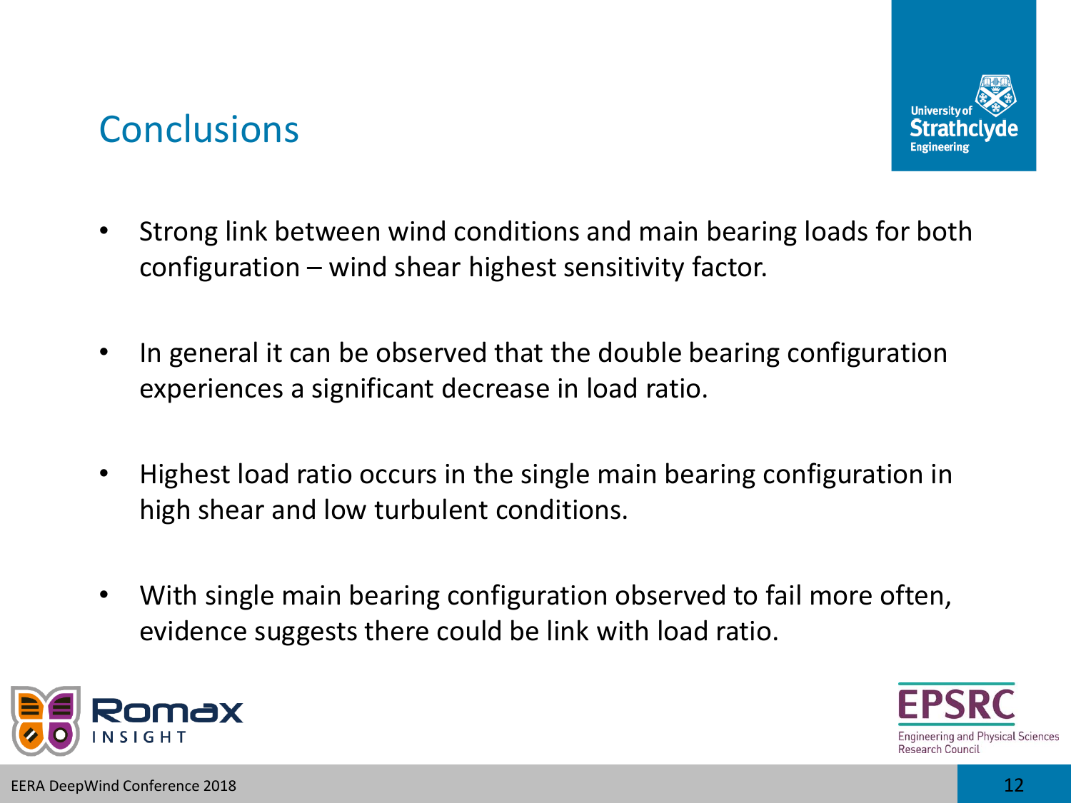# Conclusions

- Strong link between wind conditions and main bearing loads for both configuration – wind shear highest sensitivity factor.
- In general it can be observed that the double bearing configuration experiences a significant decrease in load ratio.
- Highest load ratio occurs in the single main bearing configuration in high shear and low turbulent conditions.
- With single main bearing configuration observed to fail more often, evidence suggests there could be link with load ratio.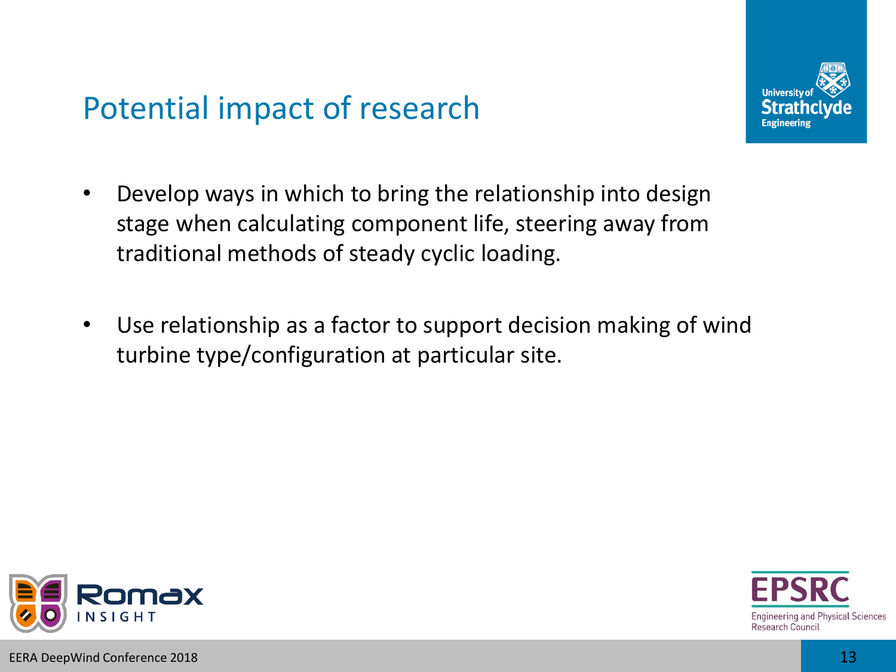# Potential impact of research

- Develop ways in which to bring the relationship into design stage when calculating component life, steering away from traditional methods of steady cyclic loading.
- Use relationship as a factor to support decision making of wind turbine type/configuration at particular site.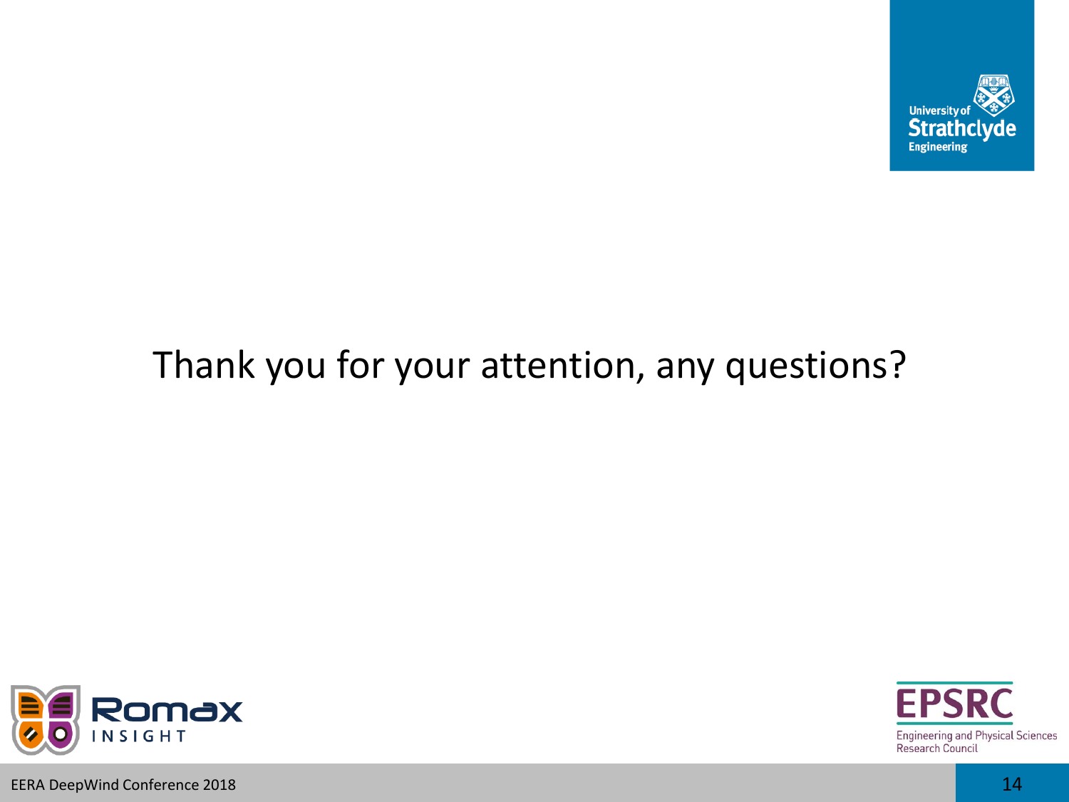Thank you for your attention, any questions?